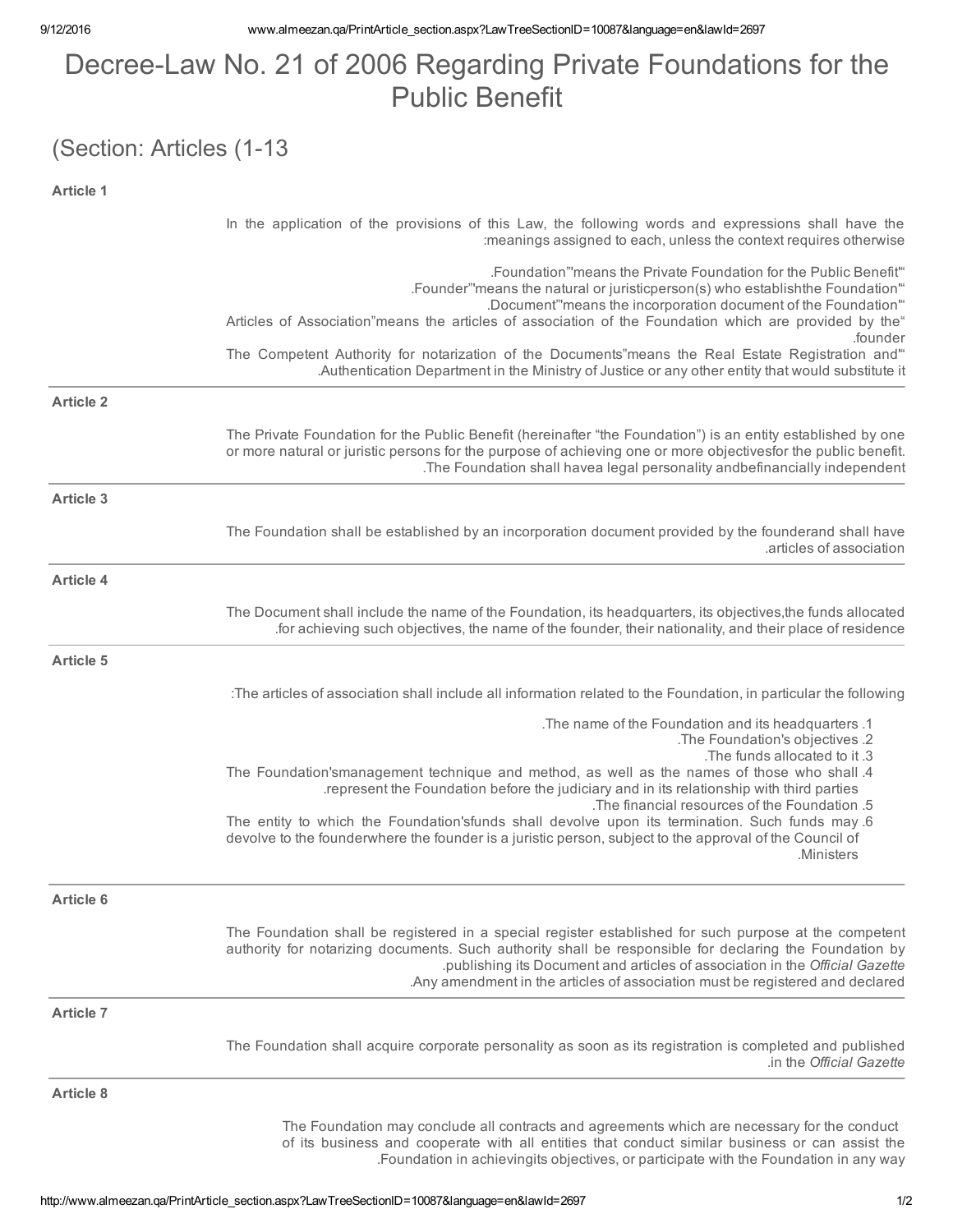# Decree-Law No. 21 of 2006 Regarding Private Foundations for the Public Benefit

## (Section: Articles (1-13

### Article 1

In the application of the provisions of this Law, the following words and expressions shall have the meanings assigned to each, unless the context requires otherwise:

"Foundation" means the Private Foundation for the Public Benefit.
"Founder" means the natural or juristic person(s) who establish the Foundation.
"Document" means the incorporation document of the Foundation.
"Articles of Association" means the articles of association of the Foundation which are provided by the founder.
"The Competent Authority for notarization of the Documents" means the Real Estate Registration and Authentication Department in the Ministry of Justice or any other entity that would substitute it.

### Article 2

The Private Foundation for the Public Benefit (hereinafter "the Foundation") is an entity established by one or more natural or juristic persons for the purpose of achieving one or more objectives for the public benefit. The Foundation shall have a legal personality and be financially independent.

### Article 3

The Foundation shall be established by an incorporation document provided by the founder and shall have articles of association.

### Article 4

The Document shall include the name of the Foundation, its headquarters, its objectives, the funds allocated for achieving such objectives, the name of the founder, their nationality, and their place of residence.

### Article 5

The articles of association shall include all information related to the Foundation, in particular the following:

1. The name of the Foundation and its headquarters.
2. The Foundation's objectives.
3. The funds allocated to it.
4. The Foundation's management technique and method, as well as the names of those who shall represent the Foundation before the judiciary and in its relationship with third parties.
5. The financial resources of the Foundation.
6. The entity to which the Foundation's funds shall devolve upon its termination. Such funds may devolve to the founder where the founder is a juristic person, subject to the approval of the Council of Ministers.

### Article 6

The Foundation shall be registered in a special register established for such purpose at the competent authority for notarizing documents. Such authority shall be responsible for declaring the Foundation by publishing its Document and articles of association in the *Official Gazette*.
Any amendment in the articles of association must be registered and declared.

### Article 7

The Foundation shall acquire corporate personality as soon as its registration is completed and published in the *Official Gazette*.

### Article 8

The Foundation may conclude all contracts and agreements which are necessary for the conduct of its business and cooperate with all entities that conduct similar business or can assist the Foundation in achieving its objectives, or participate with the Foundation in any way.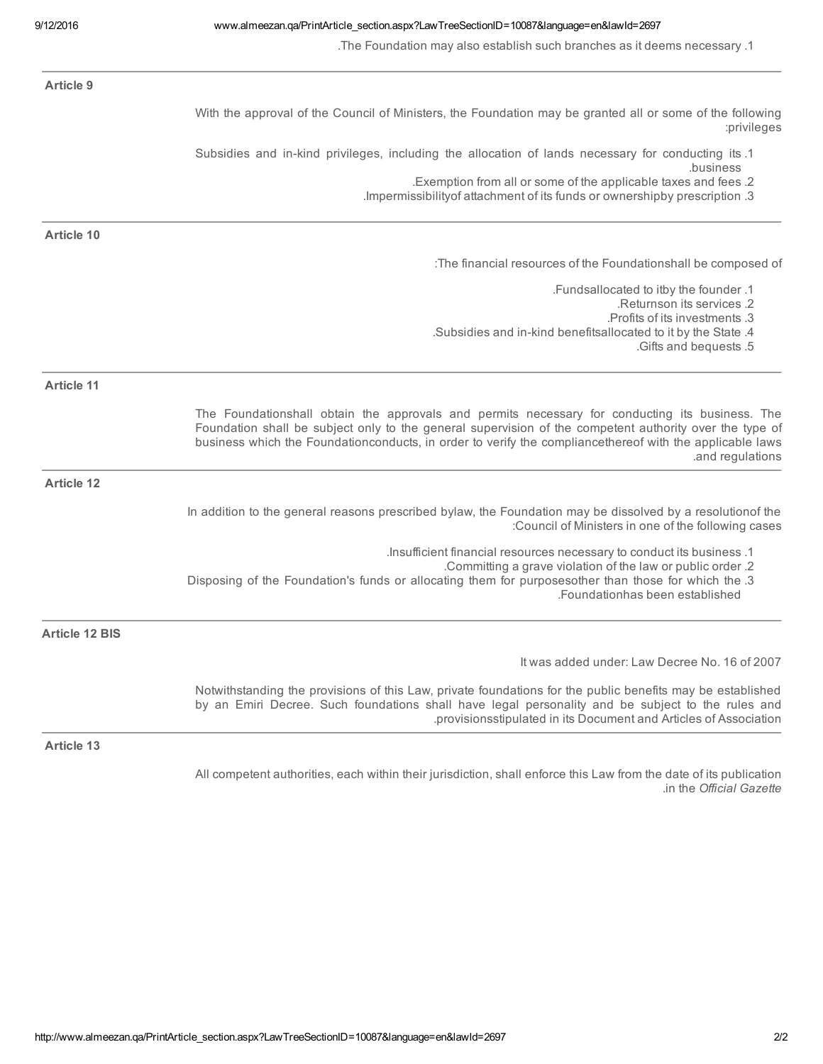1. The Foundation may also establish such branches as it deems necessary.

**Article 9**

With the approval of the Council of Ministers, the Foundation may be granted all or some of the following privileges:

1. Subsidies and in-kind privileges, including the allocation of lands necessary for conducting its business.
2. Exemption from all or some of the applicable taxes and fees.
3. Impermissibilityof attachment of its funds or ownershipby prescription.

**Article 10**

The financial resources of the Foundationshall be composed of:

1. Fundsallocated to itby the founder.
2. Returnson its services.
3. Profits of its investments.
4. Subsidies and in-kind benefitsallocated to it by the State.
5. Gifts and bequests.

**Article 11**

The Foundationshall obtain the approvals and permits necessary for conducting its business. The Foundation shall be subject only to the general supervision of the competent authority over the type of business which the Foundationconducts, in order to verify the compliancethereof with the applicable laws and regulations.

**Article 12**

In addition to the general reasons prescribed bylaw, the Foundation may be dissolved by a resolutionof the Council of Ministers in one of the following cases:

1. Insufficient financial resources necessary to conduct its business.
2. Committing a grave violation of the law or public order.
3. Disposing of the Foundation's funds or allocating them for purposesother than those for which the Foundationhas been established.

**Article 12 BIS**

It was added under: Law Decree No. 16 of 2007

Notwithstanding the provisions of this Law, private foundations for the public benefits may be established by an Emiri Decree. Such foundations shall have legal personality and be subject to the rules and provisionsstipulated in its Document and Articles of Association.

**Article 13**

All competent authorities, each within their jurisdiction, shall enforce this Law from the date of its publication in the *Official Gazette*.